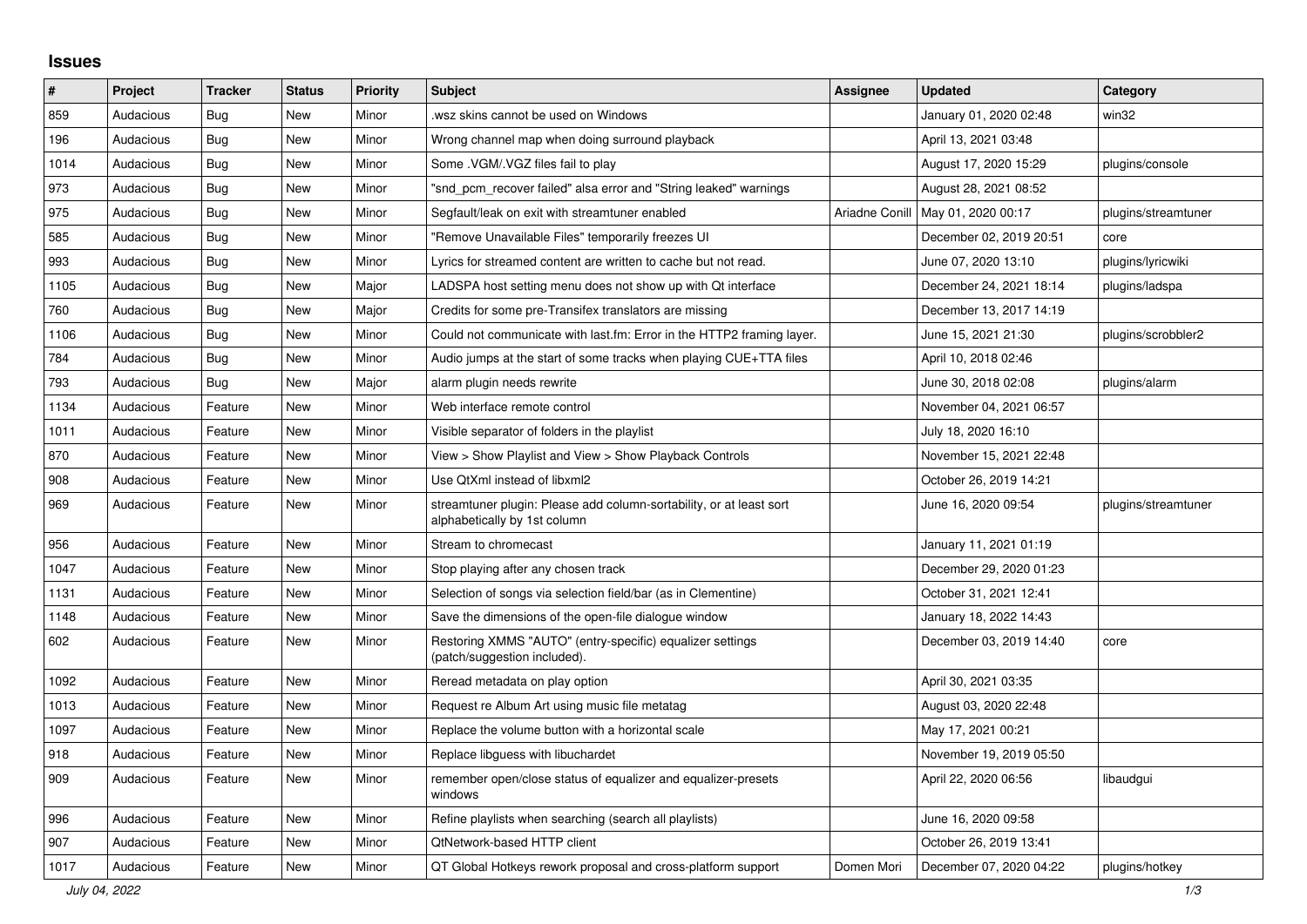# Issues

| # | Project | Tracker | Status | Priority | Subject | Assignee | Updated | Category |
|---|---|---|---|---|---|---|---|---|
| 859 | Audacious | Bug | New | Minor | .wsz skins cannot be used on Windows | | January 01, 2020 02:48 | win32 |
| 196 | Audacious | Bug | New | Minor | Wrong channel map when doing surround playback | | April 13, 2021 03:48 | |
| 1014 | Audacious | Bug | New | Minor | Some .VGM/.VGZ files fail to play | | August 17, 2020 15:29 | plugins/console |
| 973 | Audacious | Bug | New | Minor | "snd_pcm_recover failed" alsa error and "String leaked" warnings | | August 28, 2021 08:52 | |
| 975 | Audacious | Bug | New | Minor | Segfault/leak on exit with streamtuner enabled | Ariadne Conill | May 01, 2020 00:17 | plugins/streamtuner |
| 585 | Audacious | Bug | New | Minor | "Remove Unavailable Files" temporarily freezes UI | | December 02, 2019 20:51 | core |
| 993 | Audacious | Bug | New | Minor | Lyrics for streamed content are written to cache but not read. | | June 07, 2020 13:10 | plugins/lyricwiki |
| 1105 | Audacious | Bug | New | Major | LADSPA host setting menu does not show up with Qt interface | | December 24, 2021 18:14 | plugins/ladspa |
| 760 | Audacious | Bug | New | Major | Credits for some pre-Transifex translators are missing | | December 13, 2017 14:19 | |
| 1106 | Audacious | Bug | New | Minor | Could not communicate with last.fm: Error in the HTTP2 framing layer. | | June 15, 2021 21:30 | plugins/scrobbler2 |
| 784 | Audacious | Bug | New | Minor | Audio jumps at the start of some tracks when playing CUE+TTA files | | April 10, 2018 02:46 | |
| 793 | Audacious | Bug | New | Major | alarm plugin needs rewrite | | June 30, 2018 02:08 | plugins/alarm |
| 1134 | Audacious | Feature | New | Minor | Web interface remote control | | November 04, 2021 06:57 | |
| 1011 | Audacious | Feature | New | Minor | Visible separator of folders in the playlist | | July 18, 2020 16:10 | |
| 870 | Audacious | Feature | New | Minor | View > Show Playlist and View > Show Playback Controls | | November 15, 2021 22:48 | |
| 908 | Audacious | Feature | New | Minor | Use QtXml instead of libxml2 | | October 26, 2019 14:21 | |
| 969 | Audacious | Feature | New | Minor | streamtuner plugin: Please add column-sortability, or at least sort alphabetically by 1st column | | June 16, 2020 09:54 | plugins/streamtuner |
| 956 | Audacious | Feature | New | Minor | Stream to chromecast | | January 11, 2021 01:19 | |
| 1047 | Audacious | Feature | New | Minor | Stop playing after any chosen track | | December 29, 2020 01:23 | |
| 1131 | Audacious | Feature | New | Minor | Selection of songs via selection field/bar (as in Clementine) | | October 31, 2021 12:41 | |
| 1148 | Audacious | Feature | New | Minor | Save the dimensions of the open-file dialogue window | | January 18, 2022 14:43 | |
| 602 | Audacious | Feature | New | Minor | Restoring XMMS "AUTO" (entry-specific) equalizer settings (patch/suggestion included). | | December 03, 2019 14:40 | core |
| 1092 | Audacious | Feature | New | Minor | Reread metadata on play option | | April 30, 2021 03:35 | |
| 1013 | Audacious | Feature | New | Minor | Request re Album Art using music file metatag | | August 03, 2020 22:48 | |
| 1097 | Audacious | Feature | New | Minor | Replace the volume button with a horizontal scale | | May 17, 2021 00:21 | |
| 918 | Audacious | Feature | New | Minor | Replace libguess with libuchardet | | November 19, 2019 05:50 | |
| 909 | Audacious | Feature | New | Minor | remember open/close status of equalizer and equalizer-presets windows | | April 22, 2020 06:56 | libaudgui |
| 996 | Audacious | Feature | New | Minor | Refine playlists when searching (search all playlists) | | June 16, 2020 09:58 | |
| 907 | Audacious | Feature | New | Minor | QtNetwork-based HTTP client | | October 26, 2019 13:41 | |
| 1017 | Audacious | Feature | New | Minor | QT Global Hotkeys rework proposal and cross-platform support | Domen Mori | December 07, 2020 04:22 | plugins/hotkey |

*July 04, 2022*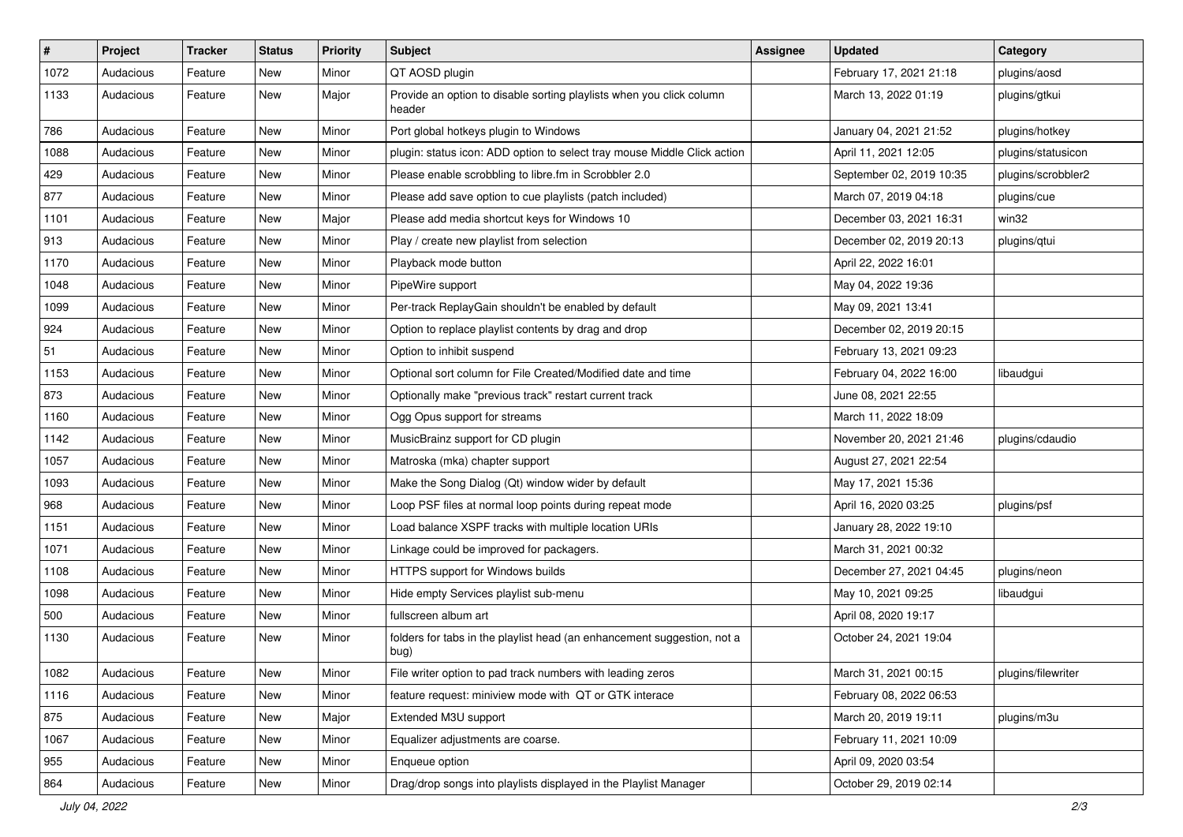| # | Project | Tracker | Status | Priority | Subject | Assignee | Updated | Category |
|---|---|---|---|---|---|---|---|---|
| 1072 | Audacious | Feature | New | Minor | QT AOSD plugin | | February 17, 2021 21:18 | plugins/aosd |
| 1133 | Audacious | Feature | New | Major | Provide an option to disable sorting playlists when you click column header | | March 13, 2022 01:19 | plugins/gtkui |
| 786 | Audacious | Feature | New | Minor | Port global hotkeys plugin to Windows | | January 04, 2021 21:52 | plugins/hotkey |
| 1088 | Audacious | Feature | New | Minor | plugin: status icon: ADD option to select tray mouse Middle Click action | | April 11, 2021 12:05 | plugins/statusicon |
| 429 | Audacious | Feature | New | Minor | Please enable scrobbling to libre.fm in Scrobbler 2.0 | | September 02, 2019 10:35 | plugins/scrobbler2 |
| 877 | Audacious | Feature | New | Minor | Please add save option to cue playlists (patch included) | | March 07, 2019 04:18 | plugins/cue |
| 1101 | Audacious | Feature | New | Major | Please add media shortcut keys for Windows 10 | | December 03, 2021 16:31 | win32 |
| 913 | Audacious | Feature | New | Minor | Play / create new playlist from selection | | December 02, 2019 20:13 | plugins/qtui |
| 1170 | Audacious | Feature | New | Minor | Playback mode button | | April 22, 2022 16:01 | |
| 1048 | Audacious | Feature | New | Minor | PipeWire support | | May 04, 2022 19:36 | |
| 1099 | Audacious | Feature | New | Minor | Per-track ReplayGain shouldn't be enabled by default | | May 09, 2021 13:41 | |
| 924 | Audacious | Feature | New | Minor | Option to replace playlist contents by drag and drop | | December 02, 2019 20:15 | |
| 51 | Audacious | Feature | New | Minor | Option to inhibit suspend | | February 13, 2021 09:23 | |
| 1153 | Audacious | Feature | New | Minor | Optional sort column for File Created/Modified date and time | | February 04, 2022 16:00 | libaudgui |
| 873 | Audacious | Feature | New | Minor | Optionally make "previous track" restart current track | | June 08, 2021 22:55 | |
| 1160 | Audacious | Feature | New | Minor | Ogg Opus support for streams | | March 11, 2022 18:09 | |
| 1142 | Audacious | Feature | New | Minor | MusicBrainz support for CD plugin | | November 20, 2021 21:46 | plugins/cdaudio |
| 1057 | Audacious | Feature | New | Minor | Matroska (mka) chapter support | | August 27, 2021 22:54 | |
| 1093 | Audacious | Feature | New | Minor | Make the Song Dialog (Qt) window wider by default | | May 17, 2021 15:36 | |
| 968 | Audacious | Feature | New | Minor | Loop PSF files at normal loop points during repeat mode | | April 16, 2020 03:25 | plugins/psf |
| 1151 | Audacious | Feature | New | Minor | Load balance XSPF tracks with multiple location URIs | | January 28, 2022 19:10 | |
| 1071 | Audacious | Feature | New | Minor | Linkage could be improved for packagers. | | March 31, 2021 00:32 | |
| 1108 | Audacious | Feature | New | Minor | HTTPS support for Windows builds | | December 27, 2021 04:45 | plugins/neon |
| 1098 | Audacious | Feature | New | Minor | Hide empty Services playlist sub-menu | | May 10, 2021 09:25 | libaudgui |
| 500 | Audacious | Feature | New | Minor | fullscreen album art | | April 08, 2020 19:17 | |
| 1130 | Audacious | Feature | New | Minor | folders for tabs in the playlist head (an enhancement suggestion, not a bug) | | October 24, 2021 19:04 | |
| 1082 | Audacious | Feature | New | Minor | File writer option to pad track numbers with leading zeros | | March 31, 2021 00:15 | plugins/filewriter |
| 1116 | Audacious | Feature | New | Minor | feature request: miniview mode with QT or GTK interace | | February 08, 2022 06:53 | |
| 875 | Audacious | Feature | New | Major | Extended M3U support | | March 20, 2019 19:11 | plugins/m3u |
| 1067 | Audacious | Feature | New | Minor | Equalizer adjustments are coarse. | | February 11, 2021 10:09 | |
| 955 | Audacious | Feature | New | Minor | Enqueue option | | April 09, 2020 03:54 | |
| 864 | Audacious | Feature | New | Minor | Drag/drop songs into playlists displayed in the Playlist Manager | | October 29, 2019 02:14 | |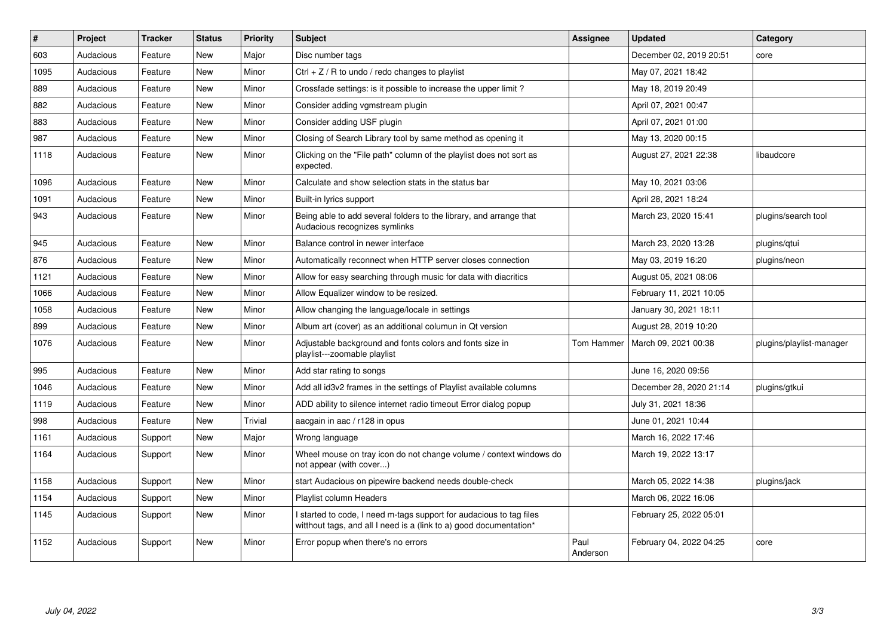| # | Project | Tracker | Status | Priority | Subject | Assignee | Updated | Category |
|---|---|---|---|---|---|---|---|---|
| 603 | Audacious | Feature | New | Major | Disc number tags | | December 02, 2019 20:51 | core |
| 1095 | Audacious | Feature | New | Minor | Ctrl + Z / R to undo / redo changes to playlist | | May 07, 2021 18:42 | |
| 889 | Audacious | Feature | New | Minor | Crossfade settings: is it possible to increase the upper limit ? | | May 18, 2019 20:49 | |
| 882 | Audacious | Feature | New | Minor | Consider adding vgmstream plugin | | April 07, 2021 00:47 | |
| 883 | Audacious | Feature | New | Minor | Consider adding USF plugin | | April 07, 2021 01:00 | |
| 987 | Audacious | Feature | New | Minor | Closing of Search Library tool by same method as opening it | | May 13, 2020 00:15 | |
| 1118 | Audacious | Feature | New | Minor | Clicking on the "File path" column of the playlist does not sort as expected. | | August 27, 2021 22:38 | libaudcore |
| 1096 | Audacious | Feature | New | Minor | Calculate and show selection stats in the status bar | | May 10, 2021 03:06 | |
| 1091 | Audacious | Feature | New | Minor | Built-in lyrics support | | April 28, 2021 18:24 | |
| 943 | Audacious | Feature | New | Minor | Being able to add several folders to the library, and arrange that Audacious recognizes symlinks | | March 23, 2020 15:41 | plugins/search tool |
| 945 | Audacious | Feature | New | Minor | Balance control in newer interface | | March 23, 2020 13:28 | plugins/qtui |
| 876 | Audacious | Feature | New | Minor | Automatically reconnect when HTTP server closes connection | | May 03, 2019 16:20 | plugins/neon |
| 1121 | Audacious | Feature | New | Minor | Allow for easy searching through music for data with diacritics | | August 05, 2021 08:06 | |
| 1066 | Audacious | Feature | New | Minor | Allow Equalizer window to be resized. | | February 11, 2021 10:05 | |
| 1058 | Audacious | Feature | New | Minor | Allow changing the language/locale in settings | | January 30, 2021 18:11 | |
| 899 | Audacious | Feature | New | Minor | Album art (cover) as an additional columun in Qt version | | August 28, 2019 10:20 | |
| 1076 | Audacious | Feature | New | Minor | Adjustable background and fonts colors and fonts size in playlist---zoomable playlist | Tom Hammer | March 09, 2021 00:38 | plugins/playlist-manager |
| 995 | Audacious | Feature | New | Minor | Add star rating to songs | | June 16, 2020 09:56 | |
| 1046 | Audacious | Feature | New | Minor | Add all id3v2 frames in the settings of Playlist available columns | | December 28, 2020 21:14 | plugins/gtkui |
| 1119 | Audacious | Feature | New | Minor | ADD ability to silence internet radio timeout Error dialog popup | | July 31, 2021 18:36 | |
| 998 | Audacious | Feature | New | Trivial | aacgain in aac / r128 in opus | | June 01, 2021 10:44 | |
| 1161 | Audacious | Support | New | Major | Wrong language | | March 16, 2022 17:46 | |
| 1164 | Audacious | Support | New | Minor | Wheel mouse on tray icon do not change volume / context windows do not appear (with cover...) | | March 19, 2022 13:17 | |
| 1158 | Audacious | Support | New | Minor | start Audacious on pipewire backend needs double-check | | March 05, 2022 14:38 | plugins/jack |
| 1154 | Audacious | Support | New | Minor | Playlist column Headers | | March 06, 2022 16:06 | |
| 1145 | Audacious | Support | New | Minor | I started to code, I need m-tags support for audacious to tag files witthout tags, and all I need is a (link to a) good documentation* | | February 25, 2022 05:01 | |
| 1152 | Audacious | Support | New | Minor | Error popup when there's no errors | Paul Anderson | February 04, 2022 04:25 | core |

*July 04, 2022*